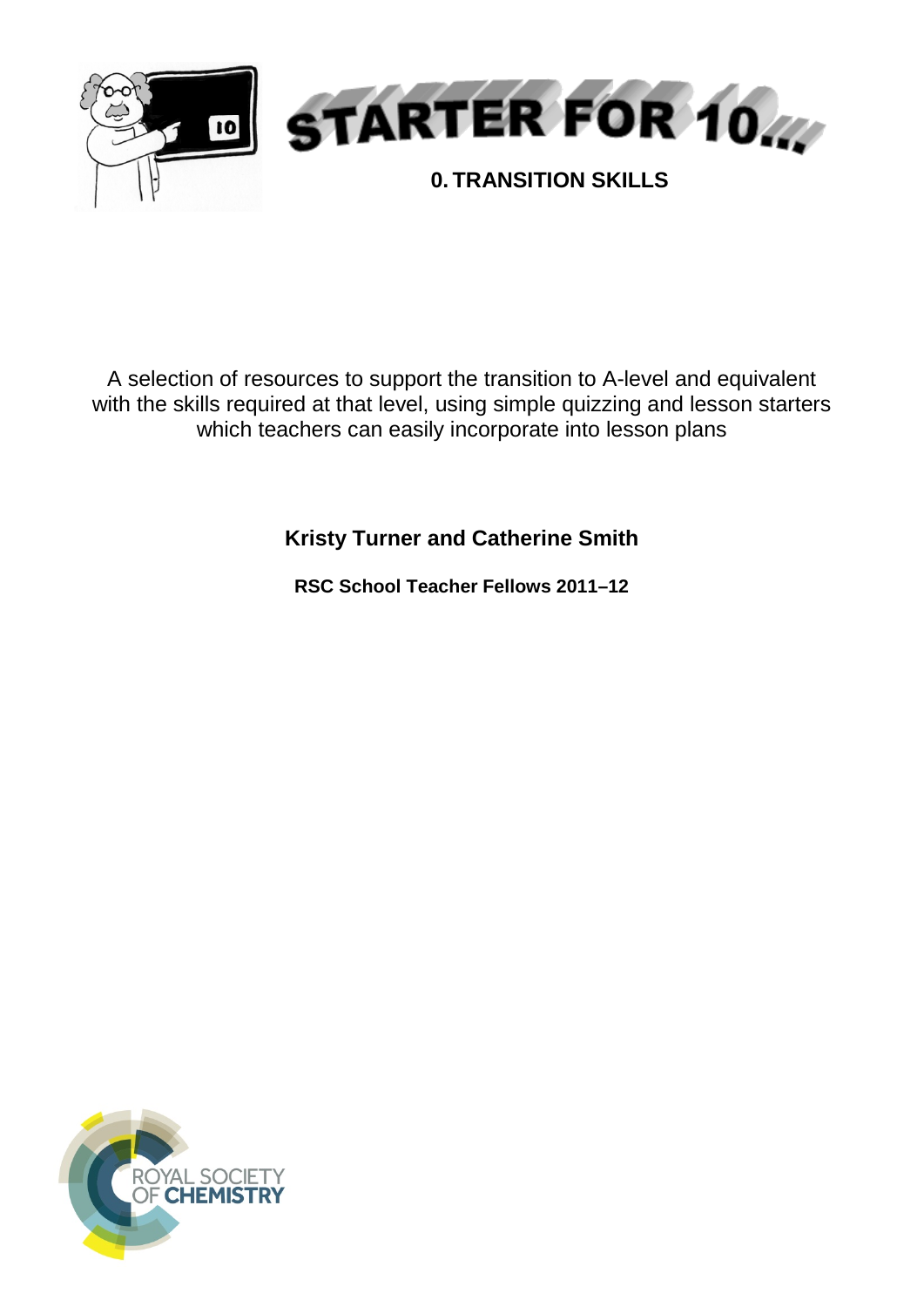# STARTER FOR 10...

## 0. TRANSITION SKILLS

A selection of resources to support the transition to A-level and equivalent with the skills required at that level, using simple quizzing and lesson starters which teachers can easily incorporate into lesson plans

**Kristy Turner and Catherine Smith**

**RSC School Teacher Fellows 2011–12**

ROYAL SOCIETY OF CHEMISTRY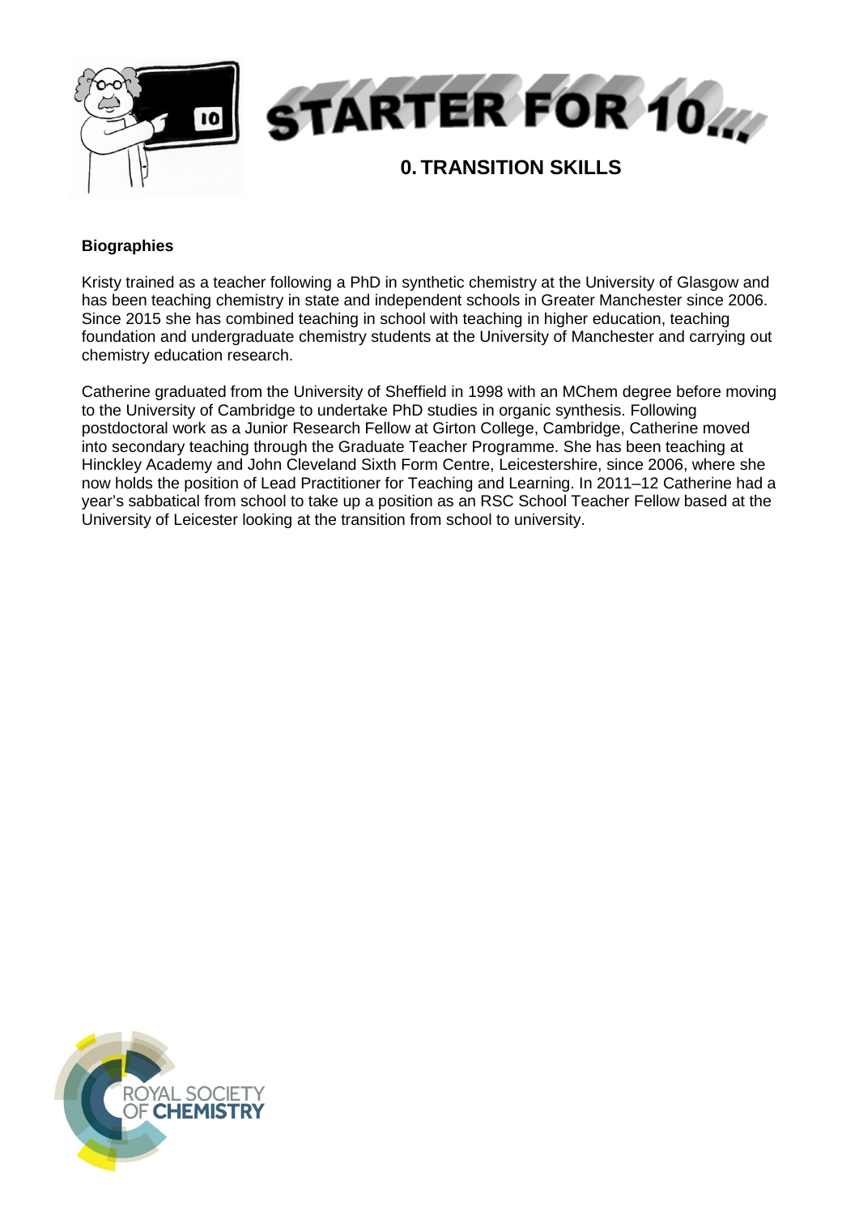# STARTER FOR 10...

## 0. TRANSITION SKILLS

**Biographies**

Kristy trained as a teacher following a PhD in synthetic chemistry at the University of Glasgow and has been teaching chemistry in state and independent schools in Greater Manchester since 2006. Since 2015 she has combined teaching in school with teaching in higher education, teaching foundation and undergraduate chemistry students at the University of Manchester and carrying out chemistry education research.

Catherine graduated from the University of Sheffield in 1998 with an MChem degree before moving to the University of Cambridge to undertake PhD studies in organic synthesis. Following postdoctoral work as a Junior Research Fellow at Girton College, Cambridge, Catherine moved into secondary teaching through the Graduate Teacher Programme. She has been teaching at Hinckley Academy and John Cleveland Sixth Form Centre, Leicestershire, since 2006, where she now holds the position of Lead Practitioner for Teaching and Learning. In 2011–12 Catherine had a year's sabbatical from school to take up a position as an RSC School Teacher Fellow based at the University of Leicester looking at the transition from school to university.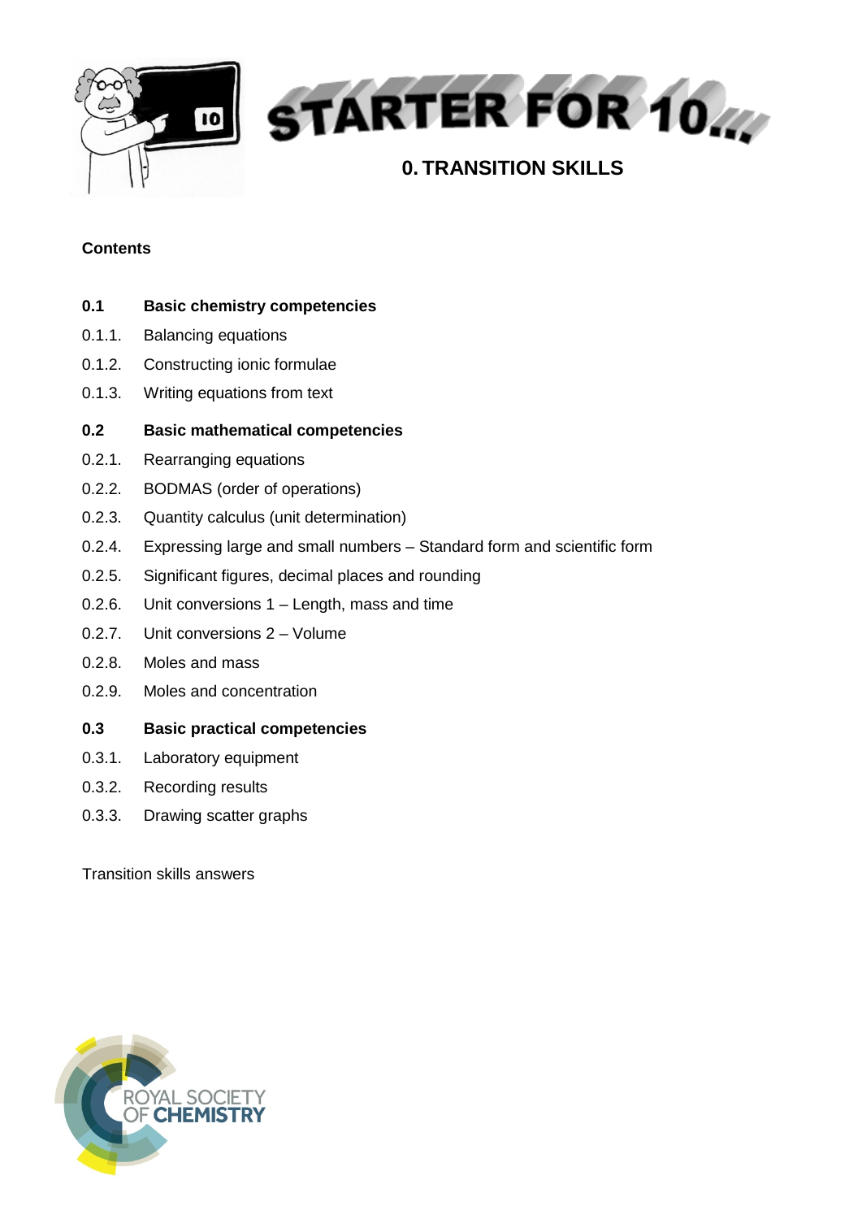# STARTER FOR 10...

## 0. TRANSITION SKILLS

**Contents**

**0.1 Basic chemistry competencies**

0.1.1. Balancing equations

0.1.2. Constructing ionic formulae

0.1.3. Writing equations from text

**0.2 Basic mathematical competencies**

0.2.1. Rearranging equations

0.2.2. BODMAS (order of operations)

0.2.3. Quantity calculus (unit determination)

0.2.4. Expressing large and small numbers – Standard form and scientific form

0.2.5. Significant figures, decimal places and rounding

0.2.6. Unit conversions 1 – Length, mass and time

0.2.7. Unit conversions 2 – Volume

0.2.8. Moles and mass

0.2.9. Moles and concentration

**0.3 Basic practical competencies**

0.3.1. Laboratory equipment

0.3.2. Recording results

0.3.3. Drawing scatter graphs

Transition skills answers

ROYAL SOCIETY OF CHEMISTRY